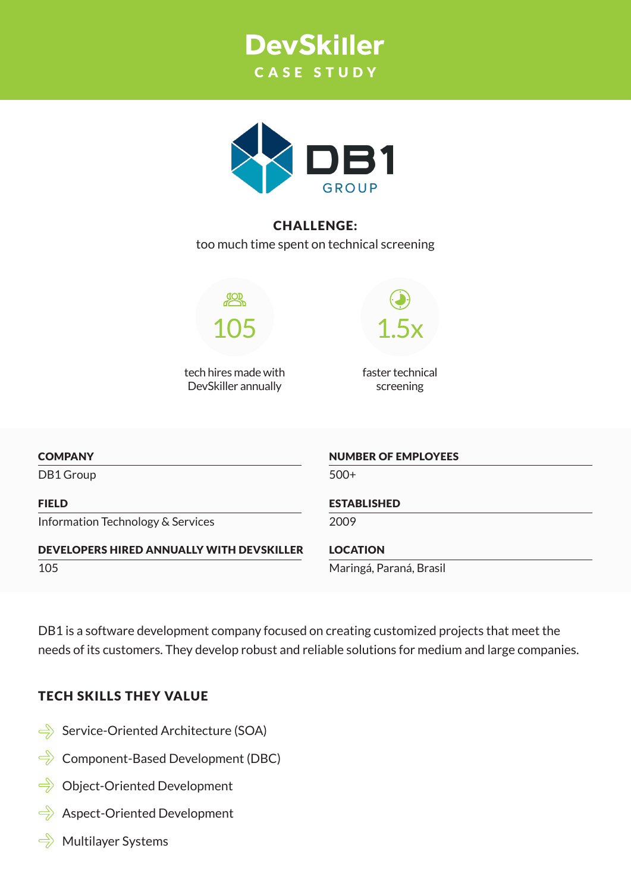# DevSkiller

CASE STUDY

DB1 GROUP

**CHALLENGE:**

too much time spent on technical screening

**105**

tech hires made with DevSkiller annually

**1.5x**

faster technical screening

| COMPANY | NUMBER OF EMPLOYEES |
|---|---|
| DB1 Group | 500+ |

| FIELD | ESTABLISHED |
|---|---|
| Information Technology & Services | 2009 |

| DEVELOPERS HIRED ANNUALLY WITH DEVSKILLER | LOCATION |
|---|---|
| 105 | Maringá, Paraná, Brasil |

DB1 is a software development company focused on creating customized projects that meet the needs of its customers. They develop robust and reliable solutions for medium and large companies.

## TECH SKILLS THEY VALUE

- Service-Oriented Architecture (SOA)
- Component-Based Development (DBC)
- Object-Oriented Development
- Aspect-Oriented Development
- Multilayer Systems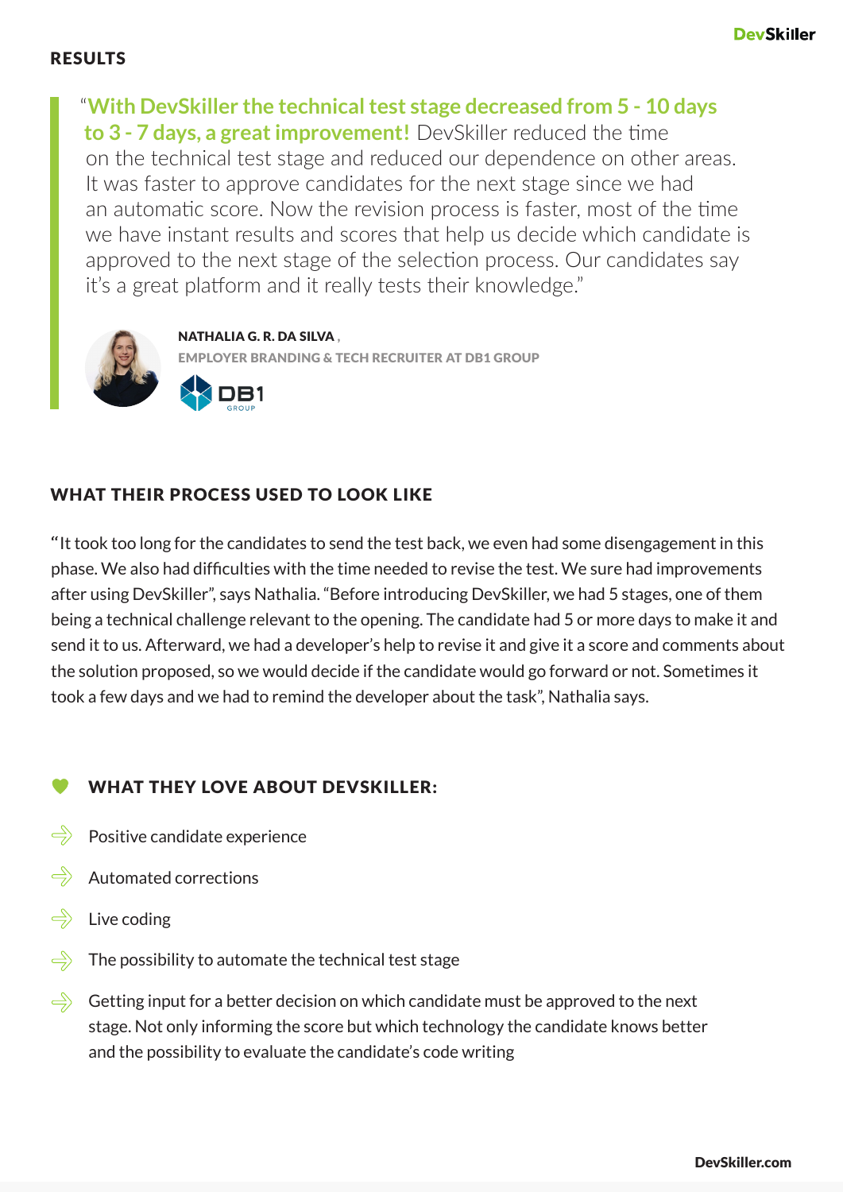## RESULTS

> "**With DevSkiller the technical test stage decreased from 5 - 10 days to 3 - 7 days, a great improvement!** DevSkiller reduced the time on the technical test stage and reduced our dependence on other areas. It was faster to approve candidates for the next stage since we had an automatic score. Now the revision process is faster, most of the time we have instant results and scores that help us decide which candidate is approved to the next stage of the selection process. Our candidates say it's a great platform and it really tests their knowledge."
>
> **NATHALIA G. R. DA SILVA** ,
> **EMPLOYER BRANDING & TECH RECRUITER AT DB1 GROUP**

## WHAT THEIR PROCESS USED TO LOOK LIKE

"It took too long for the candidates to send the test back, we even had some disengagement in this phase. We also had difficulties with the time needed to revise the test. We sure had improvements after using DevSkiller", says Nathalia. "Before introducing DevSkiller, we had 5 stages, one of them being a technical challenge relevant to the opening. The candidate had 5 or more days to make it and send it to us. Afterward, we had a developer's help to revise it and give it a score and comments about the solution proposed, so we would decide if the candidate would go forward or not. Sometimes it took a few days and we had to remind the developer about the task", Nathalia says.

## WHAT THEY LOVE ABOUT DEVSKILLER:

- Positive candidate experience
- Automated corrections
- Live coding
- The possibility to automate the technical test stage
- Getting input for a better decision on which candidate must be approved to the next stage. Not only informing the score but which technology the candidate knows better and the possibility to evaluate the candidate's code writing